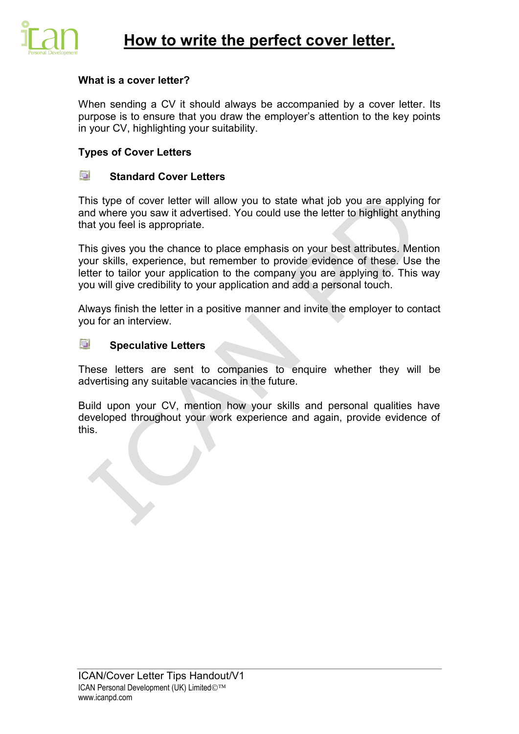# How to write the perfect cover letter.

**What is a cover letter?**

When sending a CV it should always be accompanied by a cover letter. Its purpose is to ensure that you draw the employer's attention to the key points in your CV, highlighting your suitability.

**Types of Cover Letters**

- **Standard Cover Letters**

This type of cover letter will allow you to state what job you are applying for and where you saw it advertised. You could use the letter to highlight anything that you feel is appropriate.

This gives you the chance to place emphasis on your best attributes. Mention your skills, experience, but remember to provide evidence of these. Use the letter to tailor your application to the company you are applying to. This way you will give credibility to your application and add a personal touch.

Always finish the letter in a positive manner and invite the employer to contact you for an interview.

- **Speculative Letters**

These letters are sent to companies to enquire whether they will be advertising any suitable vacancies in the future.

Build upon your CV, mention how your skills and personal qualities have developed throughout your work experience and again, provide evidence of this.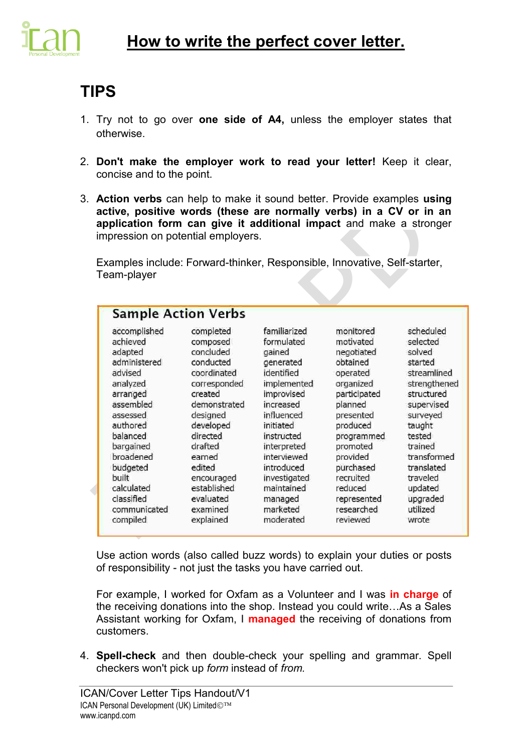# How to write the perfect cover letter.

## TIPS

1. Try not to go over **one side of A4,** unless the employer states that otherwise.

2. **Don't make the employer work to read your letter!** Keep it clear, concise and to the point.

3. **Action verbs** can help to make it sound better. Provide examples **using active, positive words (these are normally verbs) in a CV or in an application form can give it additional impact** and make a stronger impression on potential employers.

   Examples include: Forward-thinker, Responsible, Innovative, Self-starter, Team-player

   **Sample Action Verbs**

   | | | | | |
   |---|---|---|---|---|
   | accomplished | completed | familiarized | monitored | scheduled |
   | achieved | composed | formulated | motivated | selected |
   | adapted | concluded | gained | negotiated | solved |
   | administered | conducted | generated | obtained | started |
   | advised | coordinated | identified | operated | streamlined |
   | analyzed | corresponded | implemented | organized | strengthened |
   | arranged | created | improvised | participated | structured |
   | assembled | demonstrated | increased | planned | supervised |
   | assessed | designed | influenced | presented | surveyed |
   | authored | developed | initiated | produced | taught |
   | balanced | directed | instructed | programmed | tested |
   | bargained | drafted | interpreted | promoted | trained |
   | broadened | earned | interviewed | provided | transformed |
   | budgeted | edited | introduced | purchased | translated |
   | built | encouraged | investigated | recruited | traveled |
   | calculated | established | maintained | reduced | updated |
   | classified | evaluated | managed | represented | upgraded |
   | communicated | examined | marketed | researched | utilized |
   | compiled | explained | moderated | reviewed | wrote |

   Use action words (also called buzz words) to explain your duties or posts of responsibility - not just the tasks you have carried out.

   For example, I worked for Oxfam as a Volunteer and I was **in charge** of the receiving donations into the shop. Instead you could write…As a Sales Assistant working for Oxfam, I **managed** the receiving of donations from customers.

4. **Spell-check** and then double-check your spelling and grammar. Spell checkers won't pick up *form* instead of *from.*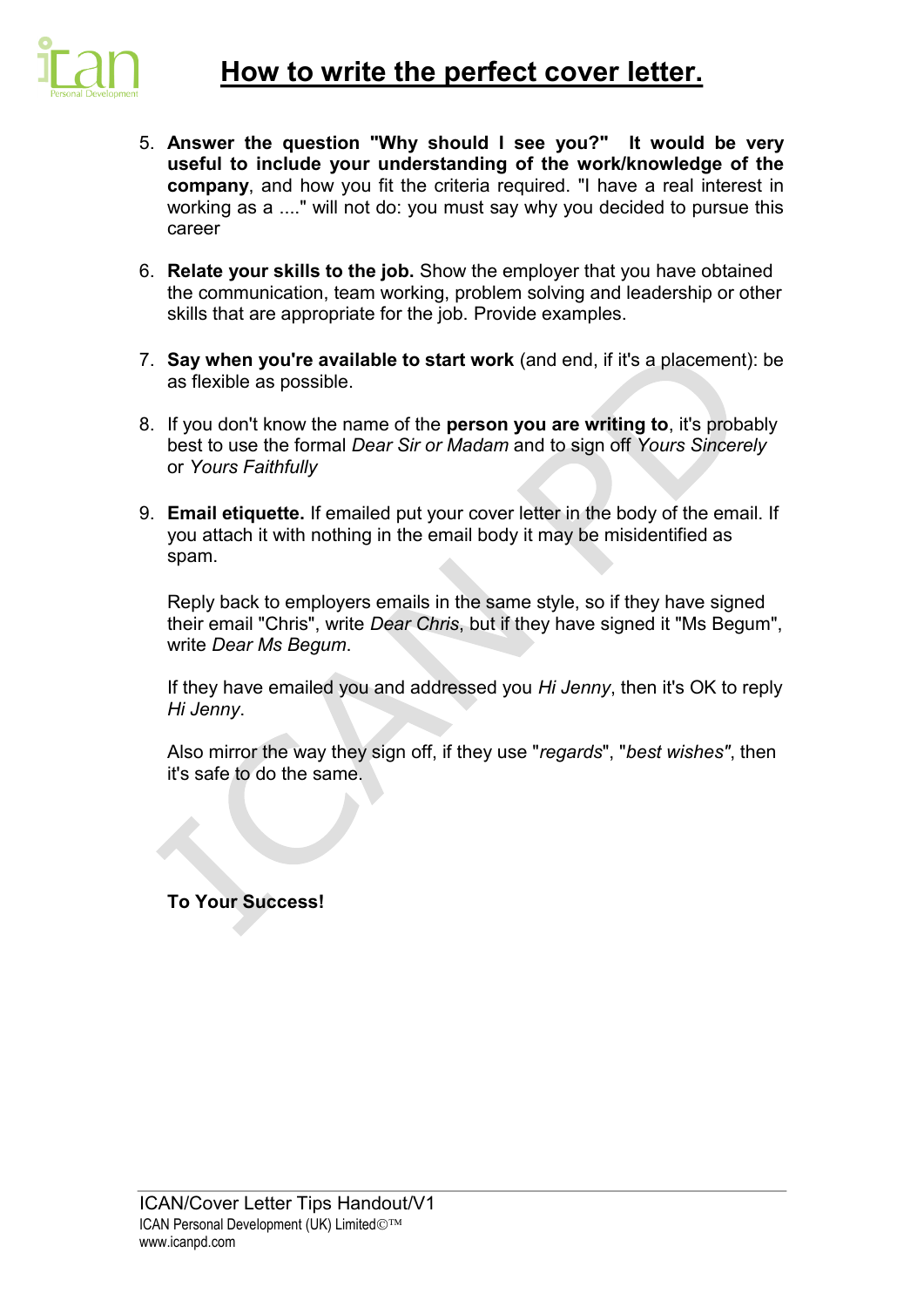# How to write the perfect cover letter.

5. **Answer the question "Why should I see you?" It would be very useful to include your understanding of the work/knowledge of the company**, and how you fit the criteria required. "I have a real interest in working as a ...." will not do: you must say why you decided to pursue this career

6. **Relate your skills to the job.** Show the employer that you have obtained the communication, team working, problem solving and leadership or other skills that are appropriate for the job. Provide examples.

7. **Say when you're available to start work** (and end, if it's a placement): be as flexible as possible.

8. If you don't know the name of the **person you are writing to**, it's probably best to use the formal *Dear Sir or Madam* and to sign off *Yours Sincerely* or *Yours Faithfully*

9. **Email etiquette.** If emailed put your cover letter in the body of the email. If you attach it with nothing in the email body it may be misidentified as spam.

   Reply back to employers emails in the same style, so if they have signed their email "Chris", write *Dear Chris*, but if they have signed it "Ms Begum", write *Dear Ms Begum*.

   If they have emailed you and addressed you *Hi Jenny*, then it's OK to reply *Hi Jenny*.

   Also mirror the way they sign off, if they use "*regards*", "*best wishes"*, then it's safe to do the same.

**To Your Success!**

ICAN/Cover Letter Tips Handout/V1
ICAN Personal Development (UK) Limited©™
www.icanpd.com